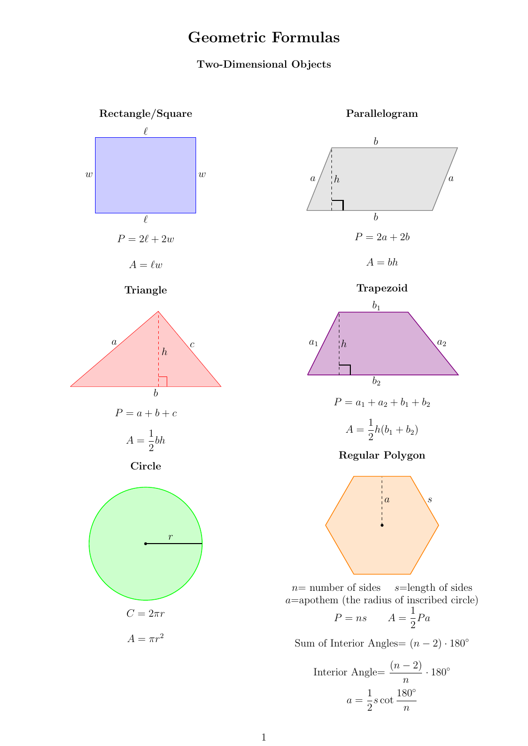# Geometric Formulas

### Two-Dimensional Objects

#### Rectangle/Square

$P = 2\ell + 2w$

$A = \ell w$

#### Parallelogram

$P = 2a + 2b$

$A = bh$

#### Triangle

$P = a + b + c$

$A = \frac{1}{2}bh$

#### Trapezoid

$P = a_1 + a_2 + b_1 + b_2$

$A = \frac{1}{2}h(b_1 + b_2)$

#### Circle

$C = 2\pi r$

$A = \pi r^2$

#### Regular Polygon

$n$= number of sides $s$=length of sides
$a$=apothem (the radius of inscribed circle)

$P = ns \qquad A = \frac{1}{2}Pa$

Sum of Interior Angles= $(n-2)\cdot 180^\circ$

Interior Angle= $\frac{(n-2)}{n}\cdot 180^\circ$

$a = \frac{1}{2}s\cot\frac{180^\circ}{n}$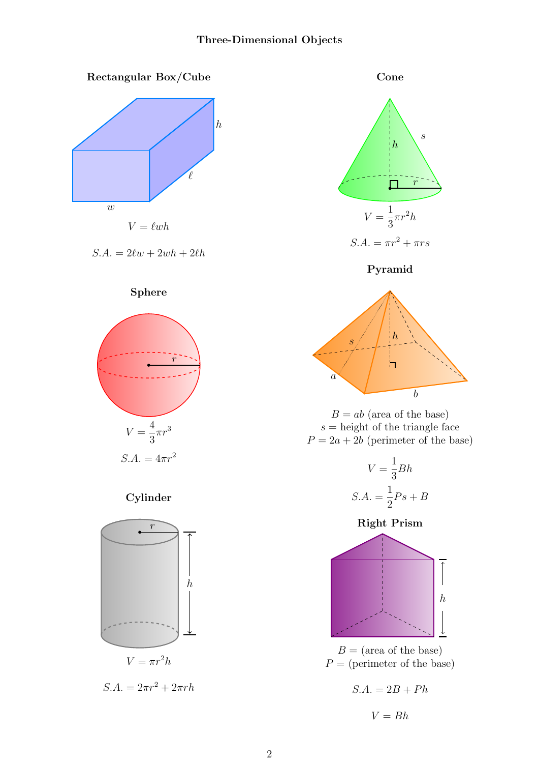# Three-Dimensional Objects

## Rectangular Box/Cube

$h$

$\ell$

$w$

$$V = \ell w h$$

$$S.A. = 2\ell w + 2wh + 2\ell h$$

## Cone

$h$

$s$

$r$

$$V = \frac{1}{3}\pi r^2 h$$

$$S.A. = \pi r^2 + \pi r s$$

## Sphere

$r$

$$V = \frac{4}{3}\pi r^3$$

$$S.A. = 4\pi r^2$$

## Pyramid

$s$

$h$

$a$

$b$

$B = ab$ (area of the base)
$s =$ height of the triangle face
$P = 2a + 2b$ (perimeter of the base)

$$V = \frac{1}{3}Bh$$

$$S.A. = \frac{1}{2}Ps + B$$

## Cylinder

$r$

$h$

$$V = \pi r^2 h$$

$$S.A. = 2\pi r^2 + 2\pi r h$$

## Right Prism

$h$

$B =$ (area of the base)
$P =$ (perimeter of the base)

$$S.A. = 2B + Ph$$

$$V = Bh$$